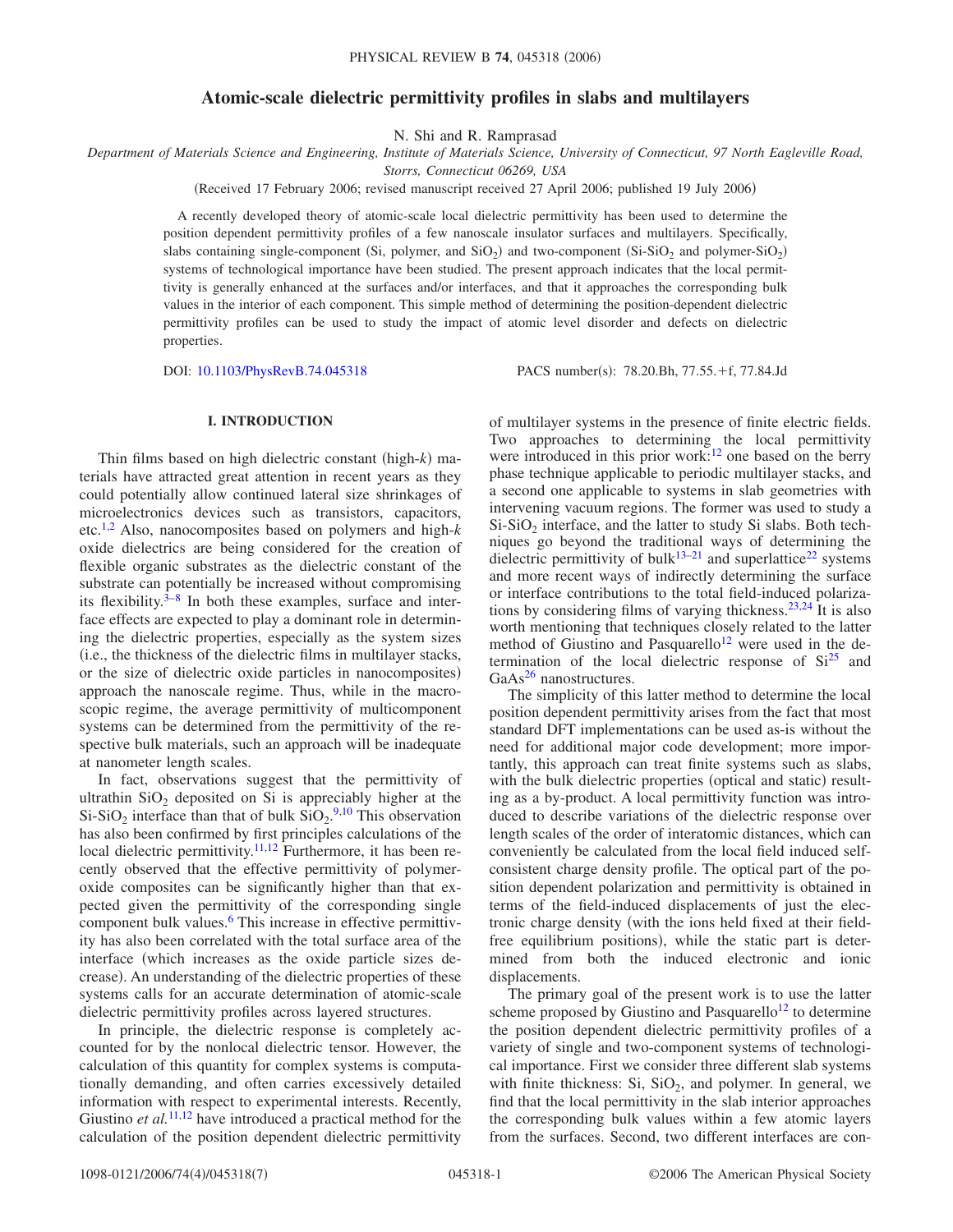# Atomic-scale dielectric permittivity profiles in slabs and multilayers

N. Shi and R. Ramprasad

*Department of Materials Science and Engineering, Institute of Materials Science, University of Connecticut, 97 North Eagleville Road, Storrs, Connecticut 06269, USA*

(Received 17 February 2006; revised manuscript received 27 April 2006; published 19 July 2006)

A recently developed theory of atomic-scale local dielectric permittivity has been used to determine the position dependent permittivity profiles of a few nanoscale insulator surfaces and multilayers. Specifically, slabs containing single-component (Si, polymer, and $SiO_2$) and two-component ($Si$-$SiO_2$ and polymer-$SiO_2$) systems of technological importance have been studied. The present approach indicates that the local permittivity is generally enhanced at the surfaces and/or interfaces, and that it approaches the corresponding bulk values in the interior of each component. This simple method of determining the position-dependent dielectric permittivity profiles can be used to study the impact of atomic level disorder and defects on dielectric properties.

DOI: 10.1103/PhysRevB.74.045318 PACS number(s): 78.20.Bh, 77.55.+f, 77.84.Jd

## I. INTRODUCTION

Thin films based on high dielectric constant (high-$k$) materials have attracted great attention in recent years as they could potentially allow continued lateral size shrinkages of microelectronics devices such as transistors, capacitors, etc.[1,2] Also, nanocomposites based on polymers and high-$k$ oxide dielectrics are being considered for the creation of flexible organic substrates as the dielectric constant of the substrate can potentially be increased without compromising its flexibility.[3–8] In both these examples, surface and interface effects are expected to play a dominant role in determining the dielectric properties, especially as the system sizes (i.e., the thickness of the dielectric films in multilayer stacks, or the size of dielectric oxide particles in nanocomposites) approach the nanoscale regime. Thus, while in the macroscopic regime, the average permittivity of multicomponent systems can be determined from the permittivity of the respective bulk materials, such an approach will be inadequate at nanometer length scales.

In fact, observations suggest that the permittivity of ultrathin $SiO_2$ deposited on Si is appreciably higher at the $Si$-$SiO_2$ interface than that of bulk $SiO_2$.[9,10] This observation has also been confirmed by first principles calculations of the local dielectric permittivity.[11,12] Furthermore, it has been recently observed that the effective permittivity of polymer-oxide composites can be significantly higher than that expected given the permittivity of the corresponding single component bulk values.[6] This increase in effective permittivity has also been correlated with the total surface area of the interface (which increases as the oxide particle sizes decrease). An understanding of the dielectric properties of these systems calls for an accurate determination of atomic-scale dielectric permittivity profiles across layered structures.

In principle, the dielectric response is completely accounted for by the nonlocal dielectric tensor. However, the calculation of this quantity for complex systems is computationally demanding, and often carries excessively detailed information with respect to experimental interests. Recently, Giustino *et al.*[11,12] have introduced a practical method for the calculation of the position dependent dielectric permittivity of multilayer systems in the presence of finite electric fields. Two approaches to determining the local permittivity were introduced in this prior work:[12] one based on the berry phase technique applicable to periodic multilayer stacks, and a second one applicable to systems in slab geometries with intervening vacuum regions. The former was used to study a $Si$-$SiO_2$ interface, and the latter to study Si slabs. Both techniques go beyond the traditional ways of determining the dielectric permittivity of bulk[13–21] and superlattice[22] systems and more recent ways of indirectly determining the surface or interface contributions to the total field-induced polarizations by considering films of varying thickness.[23,24] It is also worth mentioning that techniques closely related to the latter method of Giustino and Pasquarello[12] were used in the determination of the local dielectric response of Si[25] and GaAs[26] nanostructures.

The simplicity of this latter method to determine the local position dependent permittivity arises from the fact that most standard DFT implementations can be used as-is without the need for additional major code development; more importantly, this approach can treat finite systems such as slabs, with the bulk dielectric properties (optical and static) resulting as a by-product. A local permittivity function was introduced to describe variations of the dielectric response over length scales of the order of interatomic distances, which can conveniently be calculated from the local field induced self-consistent charge density profile. The optical part of the position dependent polarization and permittivity is obtained in terms of the field-induced displacements of just the electronic charge density (with the ions held fixed at their field-free equilibrium positions), while the static part is determined from both the induced electronic and ionic displacements.

The primary goal of the present work is to use the latter scheme proposed by Giustino and Pasquarello[12] to determine the position dependent dielectric permittivity profiles of a variety of single and two-component systems of technological importance. First we consider three different slab systems with finite thickness: Si, $SiO_2$, and polymer. In general, we find that the local permittivity in the slab interior approaches the corresponding bulk values within a few atomic layers from the surfaces. Second, two different interfaces are con-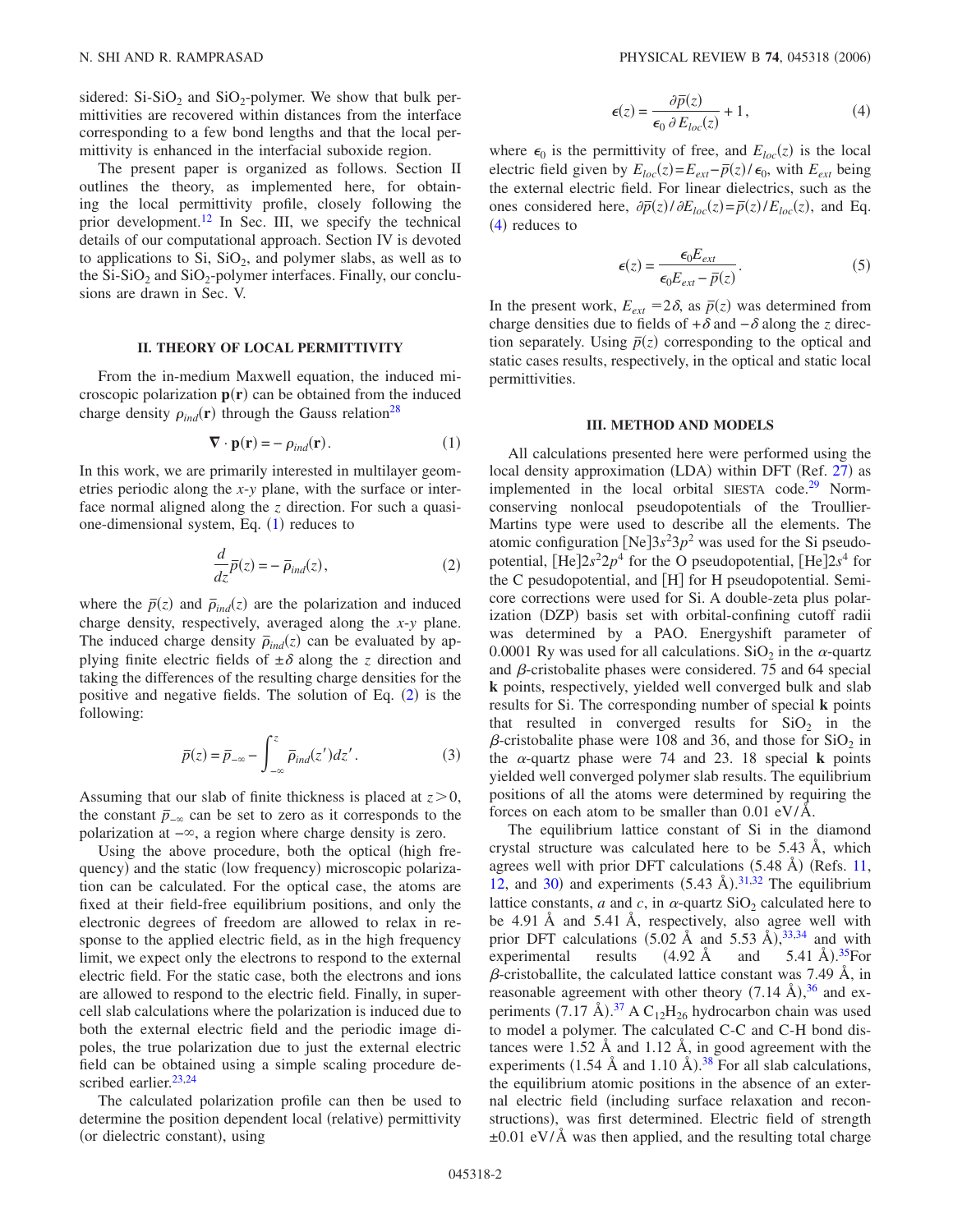sidered: Si-$SiO_2$ and $SiO_2$-polymer. We show that bulk permittivities are recovered within distances from the interface corresponding to a few bond lengths and that the local permittivity is enhanced in the interfacial suboxide region.

The present paper is organized as follows. Section II outlines the theory, as implemented here, for obtaining the local permittivity profile, closely following the prior development.[12] In Sec. III, we specify the technical details of our computational approach. Section IV is devoted to applications to Si, $SiO_2$, and polymer slabs, as well as to the Si-$SiO_2$ and $SiO_2$-polymer interfaces. Finally, our conclusions are drawn in Sec. V.

## II. THEORY OF LOCAL PERMITTIVITY

From the in-medium Maxwell equation, the induced microscopic polarization $\mathbf{p}(\mathbf{r})$ can be obtained from the induced charge density $\rho_{ind}(\mathbf{r})$ through the Gauss relation[28]

$$\nabla \cdot \mathbf{p}(\mathbf{r}) = -\rho_{ind}(\mathbf{r}). \quad (1)$$

In this work, we are primarily interested in multilayer geometries periodic along the $x$-$y$ plane, with the surface or interface normal aligned along the $z$ direction. For such a quasi-one-dimensional system, Eq. (1) reduces to

$$\frac{d}{dz}\bar{p}(z) = -\bar{\rho}_{ind}(z), \quad (2)$$

where the $\bar{p}(z)$ and $\bar{\rho}_{ind}(z)$ are the polarization and induced charge density, respectively, averaged along the $x$-$y$ plane. The induced charge density $\bar{\rho}_{ind}(z)$ can be evaluated by applying finite electric fields of $\pm\delta$ along the $z$ direction and taking the differences of the resulting charge densities for the positive and negative fields. The solution of Eq. (2) is the following:

$$\bar{p}(z) = \bar{p}_{-\infty} - \int_{-\infty}^{z} \bar{\rho}_{ind}(z')dz'. \quad (3)$$

Assuming that our slab of finite thickness is placed at $z > 0$, the constant $\bar{p}_{-\infty}$ can be set to zero as it corresponds to the polarization at $-\infty$, a region where charge density is zero.

Using the above procedure, both the optical (high frequency) and the static (low frequency) microscopic polarization can be calculated. For the optical case, the atoms are fixed at their field-free equilibrium positions, and only the electronic degrees of freedom are allowed to relax in response to the applied electric field, as in the high frequency limit, we expect only the electrons to respond to the external electric field. For the static case, both the electrons and ions are allowed to respond to the electric field. Finally, in supercell slab calculations where the polarization is induced due to both the external electric field and the periodic image dipoles, the true polarization due to just the external electric field can be obtained using a simple scaling procedure described earlier.[23,24]

The calculated polarization profile can then be used to determine the position dependent local (relative) permittivity (or dielectric constant), using

$$\epsilon(z) = \frac{\partial \bar{p}(z)}{\epsilon_0 \, \partial E_{loc}(z)} + 1, \quad (4)$$

where $\epsilon_0$ is the permittivity of free, and $E_{loc}(z)$ is the local electric field given by $E_{loc}(z) = E_{ext} - \bar{p}(z)/\epsilon_0$, with $E_{ext}$ being the external electric field. For linear dielectrics, such as the ones considered here, $\partial \bar{p}(z)/\partial E_{loc}(z) = \bar{p}(z)/E_{loc}(z)$, and Eq. (4) reduces to

$$\epsilon(z) = \frac{\epsilon_0 E_{ext}}{\epsilon_0 E_{ext} - \bar{p}(z)}. \quad (5)$$

In the present work, $E_{ext} = 2\delta$, as $\bar{p}(z)$ was determined from charge densities due to fields of $+\delta$ and $-\delta$ along the $z$ direction separately. Using $\bar{p}(z)$ corresponding to the optical and static cases results, respectively, in the optical and static local permittivities.

## III. METHOD AND MODELS

All calculations presented here were performed using the local density approximation (LDA) within DFT (Ref. 27) as implemented in the local orbital SIESTA code.[29] Norm-conserving nonlocal pseudopotentials of the Troullier-Martins type were used to describe all the elements. The atomic configuration $[\mathrm{Ne}]3s^2 3p^2$ was used for the Si pseudopotential, $[\mathrm{He}]2s^2 2p^4$ for the O pseudopotential, $[\mathrm{He}]2s^4$ for the C pesudopotential, and [H] for H pseudopotential. Semicore corrections were used for Si. A double-zeta plus polarization (DZP) basis set with orbital-confining cutoff radii was determined by a PAO. Energyshift parameter of 0.0001 Ry was used for all calculations. $SiO_2$ in the $\alpha$-quartz and $\beta$-cristobalite phases were considered. 75 and 64 special **k** points, respectively, yielded well converged bulk and slab results for Si. The corresponding number of special **k** points that resulted in converged results for $SiO_2$ in the $\beta$-cristobalite phase were 108 and 36, and those for $SiO_2$ in the $\alpha$-quartz phase were 74 and 23. 18 special **k** points yielded well converged polymer slab results. The equilibrium positions of all the atoms were determined by requiring the forces on each atom to be smaller than 0.01 eV/Å.

The equilibrium lattice constant of Si in the diamond crystal structure was calculated here to be 5.43 Å, which agrees well with prior DFT calculations (5.48 Å) (Refs. 11, 12, and 30) and experiments (5.43 Å).[31,32] The equilibrium lattice constants, $a$ and $c$, in $\alpha$-quartz $SiO_2$ calculated here to be 4.91 Å and 5.41 Å, respectively, also agree well with prior DFT calculations (5.02 Å and 5.53 Å),[33,34] and with experimental results (4.92 Å and 5.41 Å).[35] For $\beta$-cristoballite, the calculated lattice constant was 7.49 Å, in reasonable agreement with other theory (7.14 Å),[36] and experiments (7.17 Å).[37] A $C_{12}H_{26}$ hydrocarbon chain was used to model a polymer. The calculated C-C and C-H bond distances were 1.52 Å and 1.12 Å, in good agreement with the experiments (1.54 Å and 1.10 Å).[38] For all slab calculations, the equilibrium atomic positions in the absence of an external electric field (including surface relaxation and reconstructions), was first determined. Electric field of strength $\pm 0.01$ eV/Å was then applied, and the resulting total charge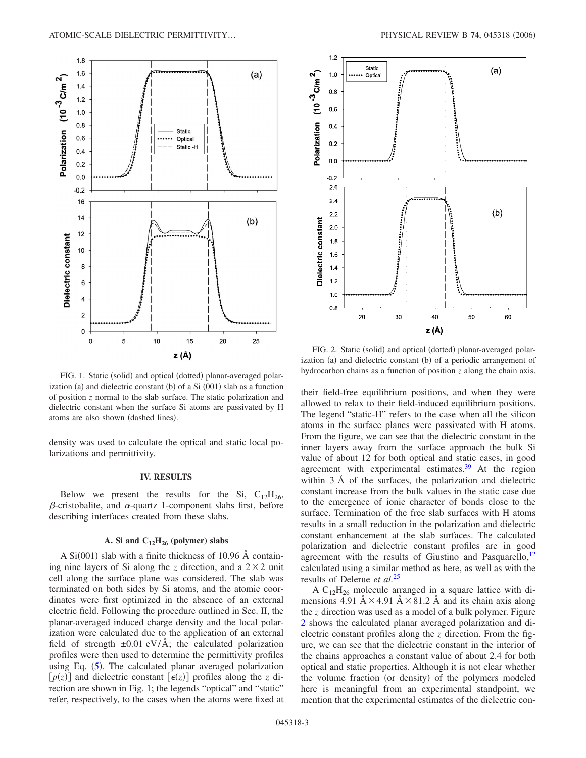Polarization $(10^{-3}\,C/m^2)$

(a)

Static

Optical

Static -H

Dielectric constant

(b)

z (Å)

FIG. 1. Static (solid) and optical (dotted) planar-averaged polarization (a) and dielectric constant (b) of a Si (001) slab as a function of position $z$ normal to the slab surface. The static polarization and dielectric constant when the surface Si atoms are passivated by H atoms are also shown (dashed lines).

Polarization $(10^{-3}\,C/m^2)$

Static

Optical

(a)

Dielectric constant

(b)

z (Å)

FIG. 2. Static (solid) and optical (dotted) planar-averaged polarization (a) and dielectric constant (b) of a periodic arrangement of hydrocarbon chains as a function of position $z$ along the chain axis.

density was used to calculate the optical and static local polarizations and permittivity.

## IV. RESULTS

Below we present the results for the Si, $C_{12}H_{26}$, $\beta$-cristobalite, and $\alpha$-quartz 1-component slabs first, before describing interfaces created from these slabs.

### A. Si and $C_{12}H_{26}$ (polymer) slabs

A Si(001) slab with a finite thickness of 10.96 Å containing nine layers of Si along the $z$ direction, and a $2\times 2$ unit cell along the surface plane was considered. The slab was terminated on both sides by Si atoms, and the atomic coordinates were first optimized in the absence of an external electric field. Following the procedure outlined in Sec. II, the planar-averaged induced charge density and the local polarization were calculated due to the application of an external field of strength $\pm 0.01$ eV/Å; the calculated polarization profiles were then used to determine the permittivity profiles using Eq. (5). The calculated planar averaged polarization $[\bar{p}(z)]$ and dielectric constant $[\epsilon(z)]$ profiles along the $z$ direction are shown in Fig. 1; the legends "optical" and "static" refer, respectively, to the cases when the atoms were fixed at their field-free equilibrium positions, and when they were allowed to relax to their field-induced equilibrium positions. The legend "static-H" refers to the case when all the silicon atoms in the surface planes were passivated with H atoms. From the figure, we can see that the dielectric constant in the inner layers away from the surface approach the bulk Si value of about 12 for both optical and static cases, in good agreement with experimental estimates.[39] At the region within 3 Å of the surfaces, the polarization and dielectric constant increase from the bulk values in the static case due to the emergence of ionic character of bonds close to the surface. Termination of the free slab surfaces with H atoms results in a small reduction in the polarization and dielectric constant enhancement at the slab surfaces. The calculated polarization and dielectric constant profiles are in good agreement with the results of Giustino and Pasquarello,[12] calculated using a similar method as here, as well as with the results of Delerue *et al.*[25]

A $C_{12}H_{26}$ molecule arranged in a square lattice with dimensions 4.91 Å$\times$4.91 Å$\times$81.2 Å and its chain axis along the $z$ direction was used as a model of a bulk polymer. Figure 2 shows the calculated planar averaged polarization and dielectric constant profiles along the $z$ direction. From the figure, we can see that the dielectric constant in the interior of the chains approaches a constant value of about 2.4 for both optical and static properties. Although it is not clear whether the volume fraction (or density) of the polymers modeled here is meaningful from an experimental standpoint, we mention that the experimental estimates of the dielectric con-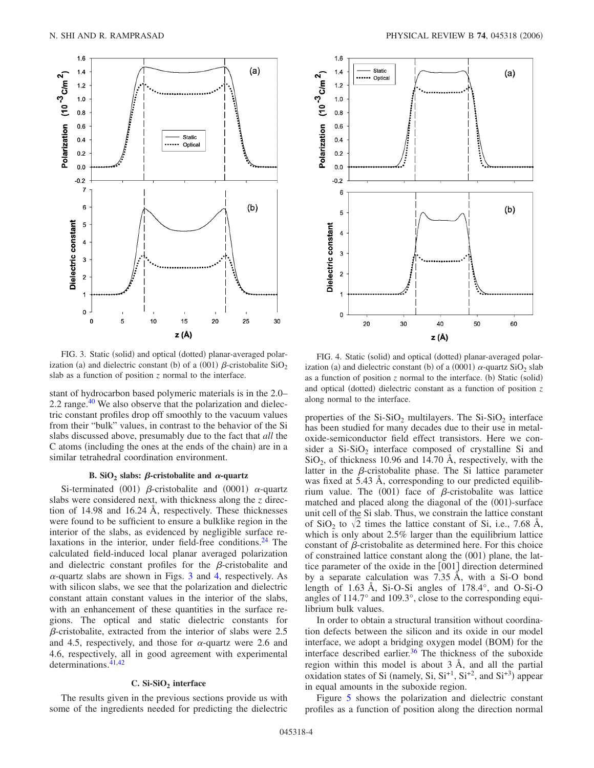Polarization $(10^{-3}\ C/m^2)$

1.6
1.4
1.2
1.0
0.8
0.6
0.4
0.2
0.0
-0.2

(a)

Static
Optical

Dielectric constant

7
6
5
4
3
2
1
0

(b)

0 5 10 15 20 25 30

z (Å)

FIG. 3. Static (solid) and optical (dotted) planar-averaged polarization (a) and dielectric constant (b) of a (001) $\beta$-cristobalite $SiO_2$ slab as a function of position $z$ normal to the interface.

Polarization $(10^{-3}\ C/m^2)$

1.6
1.4
1.2
1.0
0.8
0.6
0.4
0.2
0.0
-0.2

Static
Optical

(a)

Dielectric constant

6
5
4
3
2
1
0

(b)

20 30 40 50 60

z (Å)

FIG. 4. Static (solid) and optical (dotted) planar-averaged polarization (a) and dielectric constant (b) of a (0001) $\alpha$-quartz $SiO_2$ slab as a function of position $z$ normal to the interface. (b) Static (solid) and optical (dotted) dielectric constant as a function of position $z$ along normal to the interface.

stant of hydrocarbon based polymeric materials is in the 2.0–2.2 range.[40] We also observe that the polarization and dielectric constant profiles drop off smoothly to the vacuum values from their "bulk" values, in contrast to the behavior of the Si slabs discussed above, presumably due to the fact that *all* the C atoms (including the ones at the ends of the chain) are in a similar tetrahedral coordination environment.

### B. $SiO_2$ slabs: $\beta$-cristobalite and $\alpha$-quartz

Si-terminated (001) $\beta$-cristobalite and (0001) $\alpha$-quartz slabs were considered next, with thickness along the $z$ direction of 14.98 and 16.24 Å, respectively. These thicknesses were found to be sufficient to ensure a bulklike region in the interior of the slabs, as evidenced by negligible surface relaxations in the interior, under field-free conditions.[24] The calculated field-induced local planar averaged polarization and dielectric constant profiles for the $\beta$-cristobalite and $\alpha$-quartz slabs are shown in Figs. 3 and 4, respectively. As with silicon slabs, we see that the polarization and dielectric constant attain constant values in the interior of the slabs, with an enhancement of these quantities in the surface regions. The optical and static dielectric constants for $\beta$-cristobalite, extracted from the interior of slabs were 2.5 and 4.5, respectively, and those for $\alpha$-quartz were 2.6 and 4.6, respectively, all in good agreement with experimental determinations.[41,42]

### C. Si-$SiO_2$ interface

The results given in the previous sections provide us with some of the ingredients needed for predicting the dielectric properties of the Si-$SiO_2$ multilayers. The Si-$SiO_2$ interface has been studied for many decades due to their use in metal-oxide-semiconductor field effect transistors. Here we consider a Si-$SiO_2$ interface composed of crystalline Si and $SiO_2$, of thickness 10.96 and 14.70 Å, respectively, with the latter in the $\beta$-cristobalite phase. The Si lattice parameter was fixed at 5.43 Å, corresponding to our predicted equilibrium value. The (001) face of $\beta$-cristobalite was lattice matched and placed along the diagonal of the (001)-surface unit cell of the Si slab. Thus, we constrain the lattice constant of $SiO_2$ to $\sqrt{2}$ times the lattice constant of Si, i.e., 7.68 Å, which is only about 2.5% larger than the equilibrium lattice constant of $\beta$-cristobalite as determined here. For this choice of constrained lattice constant along the (001) plane, the lattice parameter of the oxide in the [001] direction determined by a separate calculation was 7.35 Å, with a Si-O bond length of 1.63 Å, Si-O-Si angles of 178.4°, and O-Si-O angles of 114.7° and 109.3°, close to the corresponding equilibrium bulk values.

In order to obtain a structural transition without coordination defects between the silicon and its oxide in our model interface, we adopt a bridging oxygen model (BOM) for the interface described earlier.[36] The thickness of the suboxide region within this model is about 3 Å, and all the partial oxidation states of Si (namely, Si, $Si^{+1}$, $Si^{+2}$, and $Si^{+3}$) appear in equal amounts in the suboxide region.

Figure 5 shows the polarization and dielectric constant profiles as a function of position along the direction normal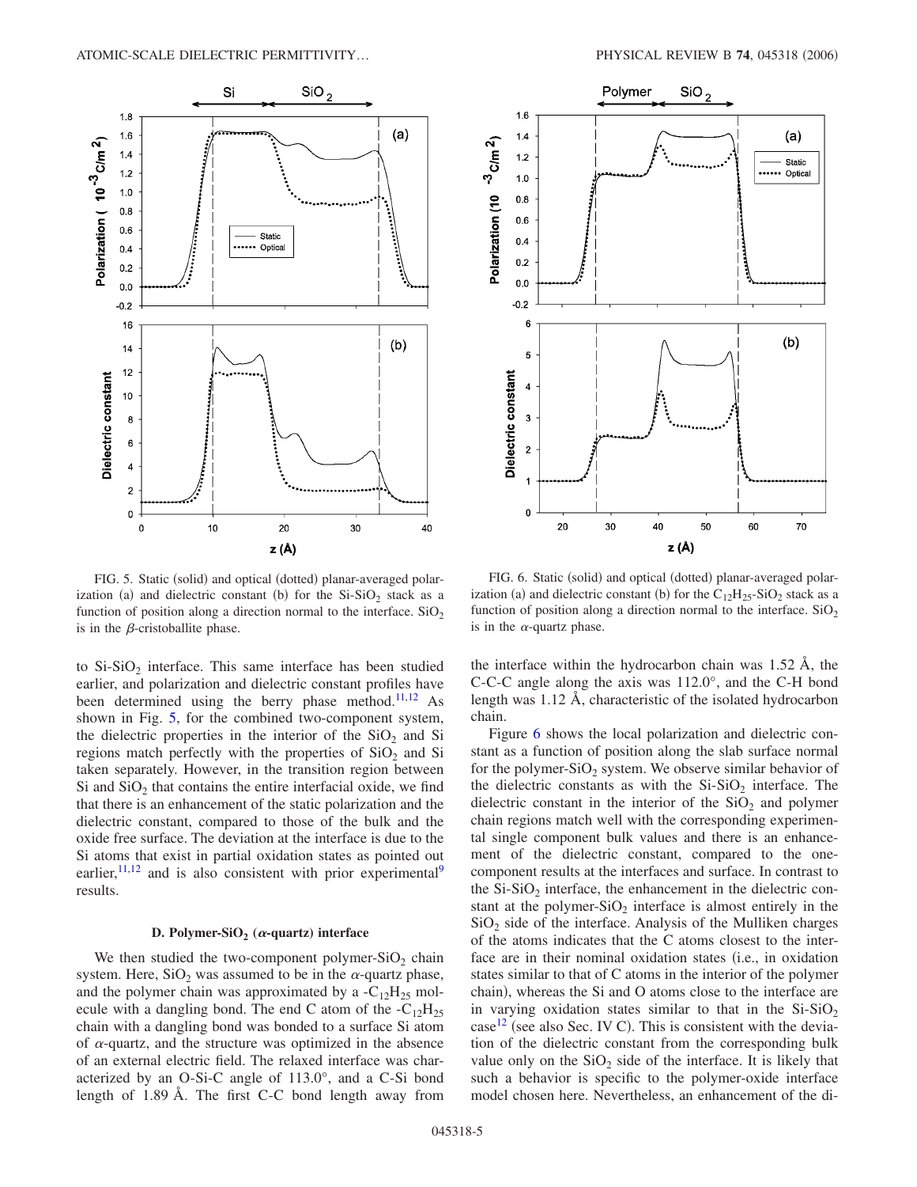Si SiO2

1.8
1.6
1.4
1.2
1.0
0.8
0.6
0.4
0.2
0.0
-0.2

Polarization ( 10 -3 C/m 2)

(a)

Static
Optical

16
14
12
10
8
6
4
2
0

Dielectric constant

(b)

0 10 20 30 40

z (Å)

FIG. 5. Static (solid) and optical (dotted) planar-averaged polarization (a) and dielectric constant (b) for the Si-$SiO_2$ stack as a function of position along a direction normal to the interface. $SiO_2$ is in the $\beta$-cristoballite phase.

Polymer SiO2

1.6
1.4
1.2
1.0
0.8
0.6
0.4
0.2
0.0
-0.2

Polarization (10 -3 C/m 2)

(a)

Static
Optical

6
5
4
3
2
1
0

Dielectric constant

(b)

20 30 40 50 60 70

z (Å)

FIG. 6. Static (solid) and optical (dotted) planar-averaged polarization (a) and dielectric constant (b) for the $C_{12}H_{25}$-$SiO_2$ stack as a function of position along a direction normal to the interface. $SiO_2$ is in the $\alpha$-quartz phase.

to Si-$SiO_2$ interface. This same interface has been studied earlier, and polarization and dielectric constant profiles have been determined using the berry phase method.[11,12] As shown in Fig. 5, for the combined two-component system, the dielectric properties in the interior of the $SiO_2$ and Si regions match perfectly with the properties of $SiO_2$ and Si taken separately. However, in the transition region between Si and $SiO_2$ that contains the entire interfacial oxide, we find that there is an enhancement of the static polarization and the dielectric constant, compared to those of the bulk and the oxide free surface. The deviation at the interface is due to the Si atoms that exist in partial oxidation states as pointed out earlier,[11,12] and is also consistent with prior experimental[9] results.

### D. Polymer-$SiO_2$ ($\alpha$-quartz) interface

We then studied the two-component polymer-$SiO_2$ chain system. Here, $SiO_2$ was assumed to be in the $\alpha$-quartz phase, and the polymer chain was approximated by a -$C_{12}H_{25}$ molecule with a dangling bond. The end C atom of the -$C_{12}H_{25}$ chain with a dangling bond was bonded to a surface Si atom of $\alpha$-quartz, and the structure was optimized in the absence of an external electric field. The relaxed interface was characterized by an O-Si-C angle of 113.0°, and a C-Si bond length of 1.89 Å. The first C-C bond length away from the interface within the hydrocarbon chain was 1.52 Å, the C-C-C angle along the axis was 112.0°, and the C-H bond length was 1.12 Å, characteristic of the isolated hydrocarbon chain.

Figure 6 shows the local polarization and dielectric constant as a function of position along the slab surface normal for the polymer-$SiO_2$ system. We observe similar behavior of the dielectric constants as with the Si-$SiO_2$ interface. The dielectric constant in the interior of the $SiO_2$ and polymer chain regions match well with the corresponding experimental single component bulk values and there is an enhancement of the dielectric constant, compared to the one-component results at the interfaces and surface. In contrast to the Si-$SiO_2$ interface, the enhancement in the dielectric constant at the polymer-$SiO_2$ interface is almost entirely in the $SiO_2$ side of the interface. Analysis of the Mulliken charges of the atoms indicates that the C atoms closest to the interface are in their nominal oxidation states (i.e., in oxidation states similar to that of C atoms in the interior of the polymer chain), whereas the Si and O atoms close to the interface are in varying oxidation states similar to that in the Si-$SiO_2$ case[12] (see also Sec. IV C). This is consistent with the deviation of the dielectric constant from the corresponding bulk value only on the $SiO_2$ side of the interface. It is likely that such a behavior is specific to the polymer-oxide interface model chosen here. Nevertheless, an enhancement of the di-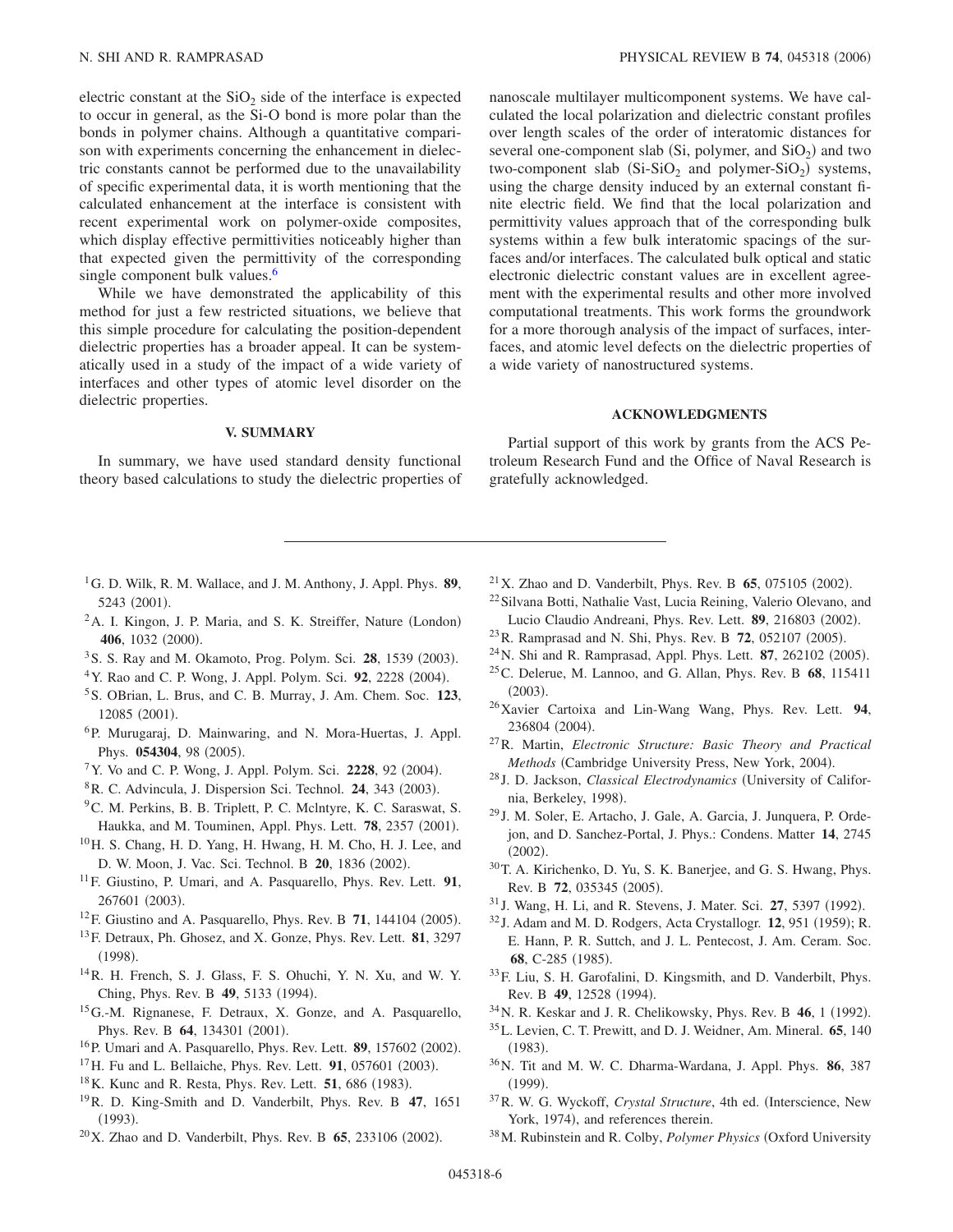electric constant at the $SiO_2$ side of the interface is expected to occur in general, as the Si-O bond is more polar than the bonds in polymer chains. Although a quantitative comparison with experiments concerning the enhancement in dielectric constants cannot be performed due to the unavailability of specific experimental data, it is worth mentioning that the calculated enhancement at the interface is consistent with recent experimental work on polymer-oxide composites, which display effective permittivities noticeably higher than that expected given the permittivity of the corresponding single component bulk values.[6]

While we have demonstrated the applicability of this method for just a few restricted situations, we believe that this simple procedure for calculating the position-dependent dielectric properties has a broader appeal. It can be systematically used in a study of the impact of a wide variety of interfaces and other types of atomic level disorder on the dielectric properties.

## V. SUMMARY

In summary, we have used standard density functional theory based calculations to study the dielectric properties of nanoscale multilayer multicomponent systems. We have calculated the local polarization and dielectric constant profiles over length scales of the order of interatomic distances for several one-component slab (Si, polymer, and $SiO_2$) and two two-component slab ($Si$-$SiO_2$ and polymer-$SiO_2$) systems, using the charge density induced by an external constant finite electric field. We find that the local polarization and permittivity values approach that of the corresponding bulk systems within a few bulk interatomic spacings of the surfaces and/or interfaces. The calculated bulk optical and static electronic dielectric constant values are in excellent agreement with the experimental results and other more involved computational treatments. This work forms the groundwork for a more thorough analysis of the impact of surfaces, interfaces, and atomic level defects on the dielectric properties of a wide variety of nanostructured systems.

## ACKNOWLEDGMENTS

Partial support of this work by grants from the ACS Petroleum Research Fund and the Office of Naval Research is gratefully acknowledged.

---

[1] G. D. Wilk, R. M. Wallace, and J. M. Anthony, J. Appl. Phys. **89**, 5243 (2001).

[2] A. I. Kingon, J. P. Maria, and S. K. Streiffer, Nature (London) **406**, 1032 (2000).

[3] S. S. Ray and M. Okamoto, Prog. Polym. Sci. **28**, 1539 (2003).

[4] Y. Rao and C. P. Wong, J. Appl. Polym. Sci. **92**, 2228 (2004).

[5] S. OBrian, L. Brus, and C. B. Murray, J. Am. Chem. Soc. **123**, 12085 (2001).

[6] P. Murugaraj, D. Mainwaring, and N. Mora-Huertas, J. Appl. Phys. **054304**, 98 (2005).

[7] Y. Vo and C. P. Wong, J. Appl. Polym. Sci. **2228**, 92 (2004).

[8] R. C. Advincula, J. Dispersion Sci. Technol. **24**, 343 (2003).

[9] C. M. Perkins, B. B. Triplett, P. C. Mclntyre, K. C. Saraswat, S. Haukka, and M. Touminen, Appl. Phys. Lett. **78**, 2357 (2001).

[10] H. S. Chang, H. D. Yang, H. Hwang, H. M. Cho, H. J. Lee, and D. W. Moon, J. Vac. Sci. Technol. B **20**, 1836 (2002).

[11] F. Giustino, P. Umari, and A. Pasquarello, Phys. Rev. Lett. **91**, 267601 (2003).

[12] F. Giustino and A. Pasquarello, Phys. Rev. B **71**, 144104 (2005).

[13] F. Detraux, Ph. Ghosez, and X. Gonze, Phys. Rev. Lett. **81**, 3297 (1998).

[14] R. H. French, S. J. Glass, F. S. Ohuchi, Y. N. Xu, and W. Y. Ching, Phys. Rev. B **49**, 5133 (1994).

[15] G.-M. Rignanese, F. Detraux, X. Gonze, and A. Pasquarello, Phys. Rev. B **64**, 134301 (2001).

[16] P. Umari and A. Pasquarello, Phys. Rev. Lett. **89**, 157602 (2002).

[17] H. Fu and L. Bellaiche, Phys. Rev. Lett. **91**, 057601 (2003).

[18] K. Kunc and R. Resta, Phys. Rev. Lett. **51**, 686 (1983).

[19] R. D. King-Smith and D. Vanderbilt, Phys. Rev. B **47**, 1651 (1993).

[20] X. Zhao and D. Vanderbilt, Phys. Rev. B **65**, 233106 (2002).

[21] X. Zhao and D. Vanderbilt, Phys. Rev. B **65**, 075105 (2002).

[22] Silvana Botti, Nathalie Vast, Lucia Reining, Valerio Olevano, and Lucio Claudio Andreani, Phys. Rev. Lett. **89**, 216803 (2002).

[23] R. Ramprasad and N. Shi, Phys. Rev. B **72**, 052107 (2005).

[24] N. Shi and R. Ramprasad, Appl. Phys. Lett. **87**, 262102 (2005).

[25] C. Delerue, M. Lannoo, and G. Allan, Phys. Rev. B **68**, 115411 (2003).

[26] Xavier Cartoixa and Lin-Wang Wang, Phys. Rev. Lett. **94**, 236804 (2004).

[27] R. Martin, *Electronic Structure: Basic Theory and Practical Methods* (Cambridge University Press, New York, 2004).

[28] J. D. Jackson, *Classical Electrodynamics* (University of California, Berkeley, 1998).

[29] J. M. Soler, E. Artacho, J. Gale, A. Garcia, J. Junquera, P. Ordejon, and D. Sanchez-Portal, J. Phys.: Condens. Matter **14**, 2745 (2002).

[30] T. A. Kirichenko, D. Yu, S. K. Banerjee, and G. S. Hwang, Phys. Rev. B **72**, 035345 (2005).

[31] J. Wang, H. Li, and R. Stevens, J. Mater. Sci. **27**, 5397 (1992).

[32] J. Adam and M. D. Rodgers, Acta Crystallogr. **12**, 951 (1959); R. E. Hann, P. R. Suttch, and J. L. Pentecost, J. Am. Ceram. Soc. **68**, C-285 (1985).

[33] F. Liu, S. H. Garofalini, D. Kingsmith, and D. Vanderbilt, Phys. Rev. B **49**, 12528 (1994).

[34] N. R. Keskar and J. R. Chelikowsky, Phys. Rev. B **46**, 1 (1992).

[35] L. Levien, C. T. Prewitt, and D. J. Weidner, Am. Mineral. **65**, 140 (1983).

[36] N. Tit and M. W. C. Dharma-Wardana, J. Appl. Phys. **86**, 387 (1999).

[37] R. W. G. Wyckoff, *Crystal Structure*, 4th ed. (Interscience, New York, 1974), and references therein.

[38] M. Rubinstein and R. Colby, *Polymer Physics* (Oxford University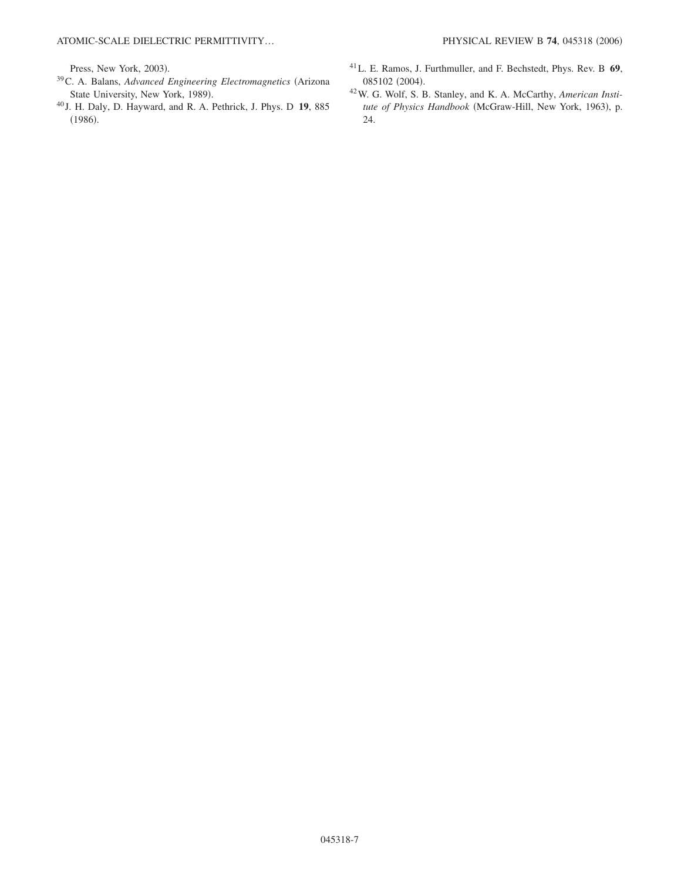Press, New York, 2003).

[39] C. A. Balans, *Advanced Engineering Electromagnetics* (Arizona State University, New York, 1989).

[40] J. H. Daly, D. Hayward, and R. A. Pethrick, J. Phys. D **19**, 885 (1986).

[41] L. E. Ramos, J. Furthmuller, and F. Bechstedt, Phys. Rev. B **69**, 085102 (2004).

[42] W. G. Wolf, S. B. Stanley, and K. A. McCarthy, *American Institute of Physics Handbook* (McGraw-Hill, New York, 1963), p. 24.